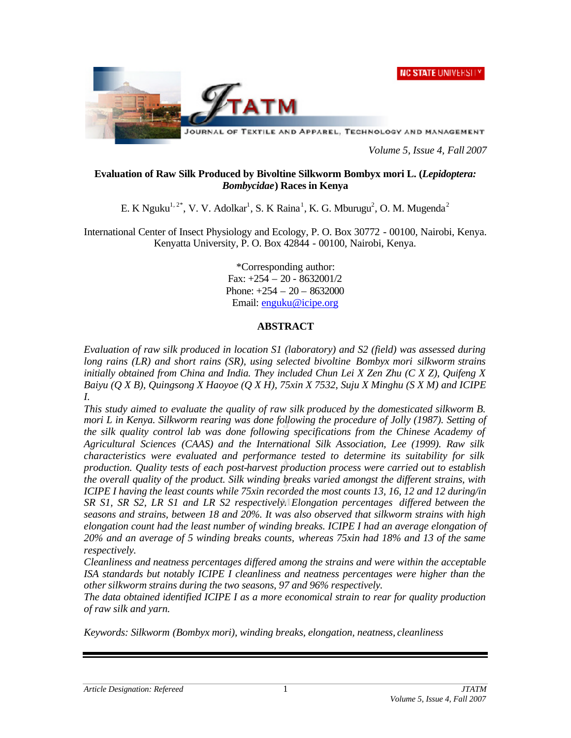# Evaluation of Raw Silk Produced by Bivoltine Silkworm Bombyx mori L. (*Lepidoptera: Bombycidae*) Races in Kenya

E. K Nguku[1, 2*], V. V. Adolkar[1], S. K Raina[1], K. G. Mburugu[2], O. M. Mugenda[2]

International Center of Insect Physiology and Ecology, P. O. Box 30772 - 00100, Nairobi, Kenya.
Kenyatta University, P. O. Box 42844 - 00100, Nairobi, Kenya.

*Corresponding author:
Fax: +254 – 20 - 8632001/2
Phone: +254 – 20 – 8632000
Email: enguku@icipe.org

## ABSTRACT

*Evaluation of raw silk produced in location S1 (laboratory) and S2 (field) was assessed during long rains (LR) and short rains (SR), using selected bivoltine Bombyx mori silkworm strains initially obtained from China and India. They included Chun Lei X Zen Zhu (C X Z), Quifeng X Baiyu (Q X B), Quingsong X Haoyoe (Q X H), 75xin X 7532, Suju X Minghu (S X M) and ICIPE I.*

*This study aimed to evaluate the quality of raw silk produced by the domesticated silkworm B. mori L in Kenya. Silkworm rearing was done following the procedure of Jolly (1987). Setting of the silk quality control lab was done following specifications from the Chinese Academy of Agricultural Sciences (CAAS) and the International Silk Association, Lee (1999). Raw silk characteristics were evaluated and performance tested to determine its suitability for silk production. Quality tests of each post-harvest production process were carried out to establish the overall quality of the product. Silk winding breaks varied amongst the different strains, with ICIPE I having the least counts while 75xin recorded the most counts 13, 16, 12 and 12 during/in SR S1, SR S2, LR S1 and LR S2 respectively. Elongation percentages differed between the seasons and strains, between 18 and 20%. It was also observed that silkworm strains with high elongation count had the least number of winding breaks. ICIPE I had an average elongation of 20% and an average of 5 winding breaks counts, whereas 75xin had 18% and 13 of the same respectively.*

*Cleanliness and neatness percentages differed among the strains and were within the acceptable ISA standards but notably ICIPE I cleanliness and neatness percentages were higher than the other silkworm strains during the two seasons, 97 and 96% respectively.*

*The data obtained identified ICIPE I as a more economical strain to rear for quality production of raw silk and yarn.*

*Keywords: Silkworm (Bombyx mori), winding breaks, elongation, neatness, cleanliness*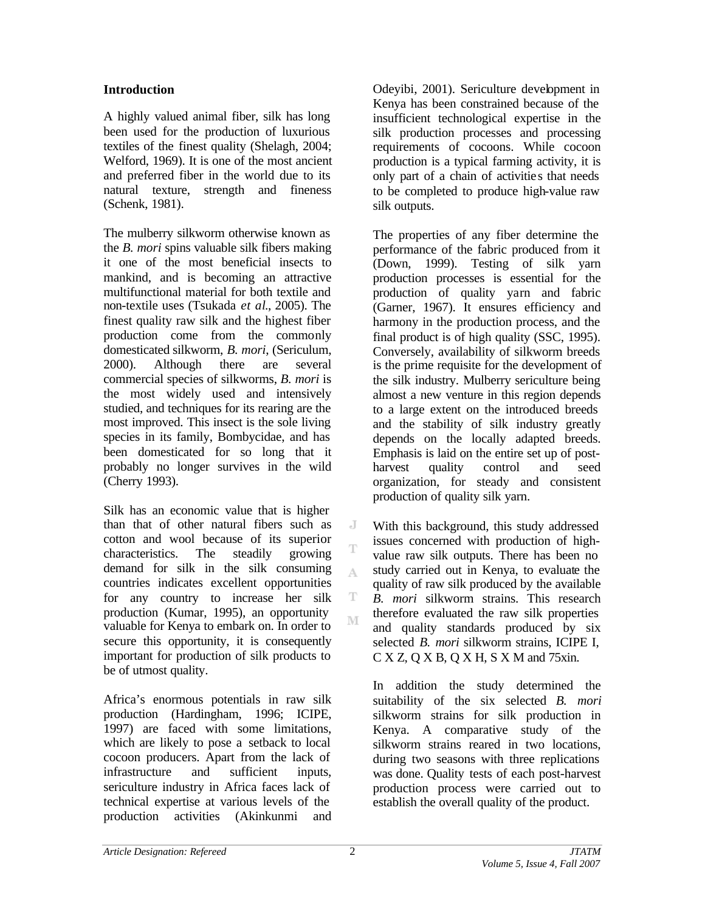## Introduction

A highly valued animal fiber, silk has long been used for the production of luxurious textiles of the finest quality (Shelagh, 2004; Welford, 1969). It is one of the most ancient and preferred fiber in the world due to its natural texture, strength and fineness (Schenk, 1981).

The mulberry silkworm otherwise known as the *B. mori* spins valuable silk fibers making it one of the most beneficial insects to mankind, and is becoming an attractive multifunctional material for both textile and non-textile uses (Tsukada *et al.*, 2005). The finest quality raw silk and the highest fiber production come from the commonly domesticated silkworm, *B. mori*, (Sericulum, 2000). Although there are several commercial species of silkworms, *B. mori* is the most widely used and intensively studied, and techniques for its rearing are the most improved. This insect is the sole living species in its family, Bombycidae, and has been domesticated for so long that it probably no longer survives in the wild (Cherry 1993).

Silk has an economic value that is higher than that of other natural fibers such as cotton and wool because of its superior characteristics. The steadily growing demand for silk in the silk consuming countries indicates excellent opportunities for any country to increase her silk production (Kumar, 1995), an opportunity valuable for Kenya to embark on. In order to secure this opportunity, it is consequently important for production of silk products to be of utmost quality.

Africa's enormous potentials in raw silk production (Hardingham, 1996; ICIPE, 1997) are faced with some limitations, which are likely to pose a setback to local cocoon producers. Apart from the lack of infrastructure and sufficient inputs, sericulture industry in Africa faces lack of technical expertise at various levels of the production activities (Akinkunmi and Odeyibi, 2001). Sericulture development in Kenya has been constrained because of the insufficient technological expertise in the silk production processes and processing requirements of cocoons. While cocoon production is a typical farming activity, it is only part of a chain of activities that needs to be completed to produce high-value raw silk outputs.

The properties of any fiber determine the performance of the fabric produced from it (Down, 1999). Testing of silk yarn production processes is essential for the production of quality yarn and fabric (Garner, 1967). It ensures efficiency and harmony in the production process, and the final product is of high quality (SSC, 1995). Conversely, availability of silkworm breeds is the prime requisite for the development of the silk industry. Mulberry sericulture being almost a new venture in this region depends to a large extent on the introduced breeds and the stability of silk industry greatly depends on the locally adapted breeds. Emphasis is laid on the entire set up of post-harvest quality control and seed organization, for steady and consistent production of quality silk yarn.

With this background, this study addressed issues concerned with production of high-value raw silk outputs. There has been no study carried out in Kenya, to evaluate the quality of raw silk produced by the available *B. mori* silkworm strains. This research therefore evaluated the raw silk properties and quality standards produced by six selected *B. mori* silkworm strains, ICIPE I, C X Z, Q X B, Q X H, S X M and 75xin.

In addition the study determined the suitability of the six selected *B. mori* silkworm strains for silk production in Kenya. A comparative study of the silkworm strains reared in two locations, during two seasons with three replications was done. Quality tests of each post-harvest production process were carried out to establish the overall quality of the product.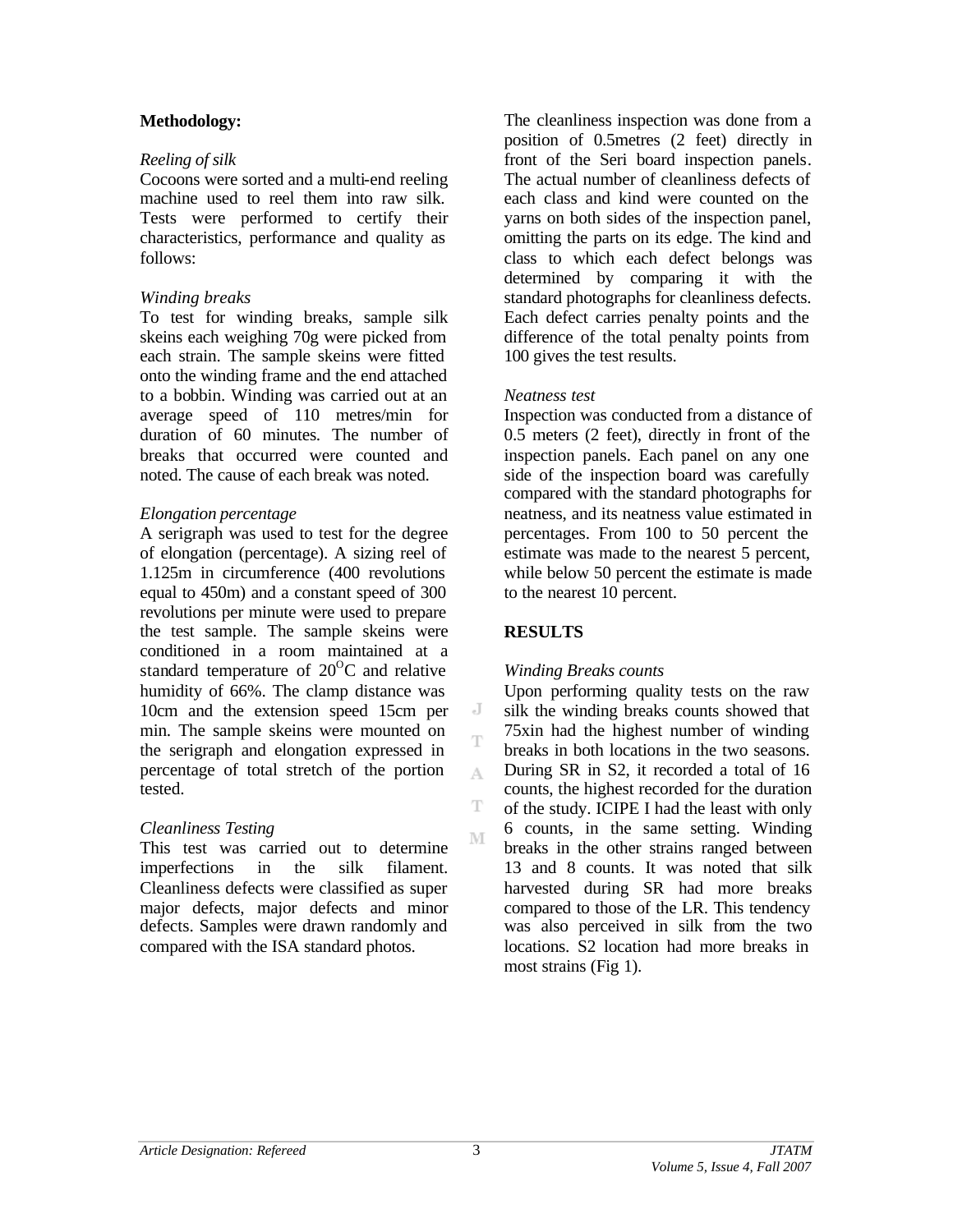**Methodology:**

*Reeling of silk*

Cocoons were sorted and a multi-end reeling machine used to reel them into raw silk. Tests were performed to certify their characteristics, performance and quality as follows:

*Winding breaks*

To test for winding breaks, sample silk skeins each weighing 70g were picked from each strain. The sample skeins were fitted onto the winding frame and the end attached to a bobbin. Winding was carried out at an average speed of 110 metres/min for duration of 60 minutes. The number of breaks that occurred were counted and noted. The cause of each break was noted.

*Elongation percentage*

A serigraph was used to test for the degree of elongation (percentage). A sizing reel of 1.125m in circumference (400 revolutions equal to 450m) and a constant speed of 300 revolutions per minute were used to prepare the test sample. The sample skeins were conditioned in a room maintained at a standard temperature of $20^{O}$C and relative humidity of 66%. The clamp distance was 10cm and the extension speed 15cm per min. The sample skeins were mounted on the serigraph and elongation expressed in percentage of total stretch of the portion tested.

*Cleanliness Testing*

This test was carried out to determine imperfections in the silk filament. Cleanliness defects were classified as super major defects, major defects and minor defects. Samples were drawn randomly and compared with the ISA standard photos.

The cleanliness inspection was done from a position of 0.5metres (2 feet) directly in front of the Seri board inspection panels. The actual number of cleanliness defects of each class and kind were counted on the yarns on both sides of the inspection panel, omitting the parts on its edge. The kind and class to which each defect belongs was determined by comparing it with the standard photographs for cleanliness defects. Each defect carries penalty points and the difference of the total penalty points from 100 gives the test results.

*Neatness test*

Inspection was conducted from a distance of 0.5 meters (2 feet), directly in front of the inspection panels. Each panel on any one side of the inspection board was carefully compared with the standard photographs for neatness, and its neatness value estimated in percentages. From 100 to 50 percent the estimate was made to the nearest 5 percent, while below 50 percent the estimate is made to the nearest 10 percent.

## RESULTS

*Winding Breaks counts*

Upon performing quality tests on the raw silk the winding breaks counts showed that 75xin had the highest number of winding breaks in both locations in the two seasons. During SR in S2, it recorded a total of 16 counts, the highest recorded for the duration of the study. ICIPE I had the least with only 6 counts, in the same setting. Winding breaks in the other strains ranged between 13 and 8 counts. It was noted that silk harvested during SR had more breaks compared to those of the LR. This tendency was also perceived in silk from the two locations. S2 location had more breaks in most strains (Fig 1).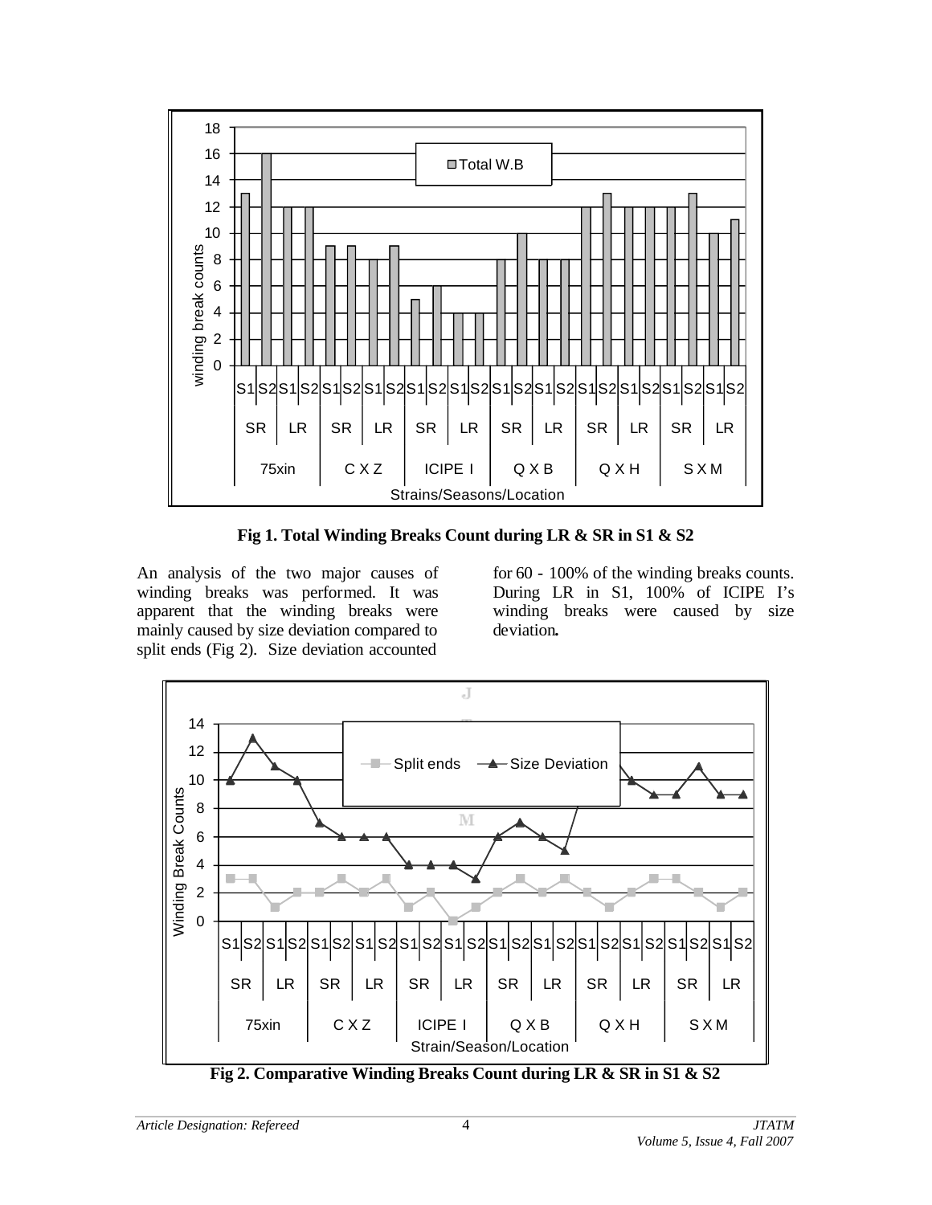Fig 1. Total Winding Breaks Count during LR & SR in S1 & S2

An analysis of the two major causes of winding breaks was performed. It was apparent that the winding breaks were mainly caused by size deviation compared to split ends (Fig 2). Size deviation accounted for 60 - 100% of the winding breaks counts. During LR in S1, 100% of ICIPE I's winding breaks were caused by size deviation.

Fig 2. Comparative Winding Breaks Count during LR & SR in S1 & S2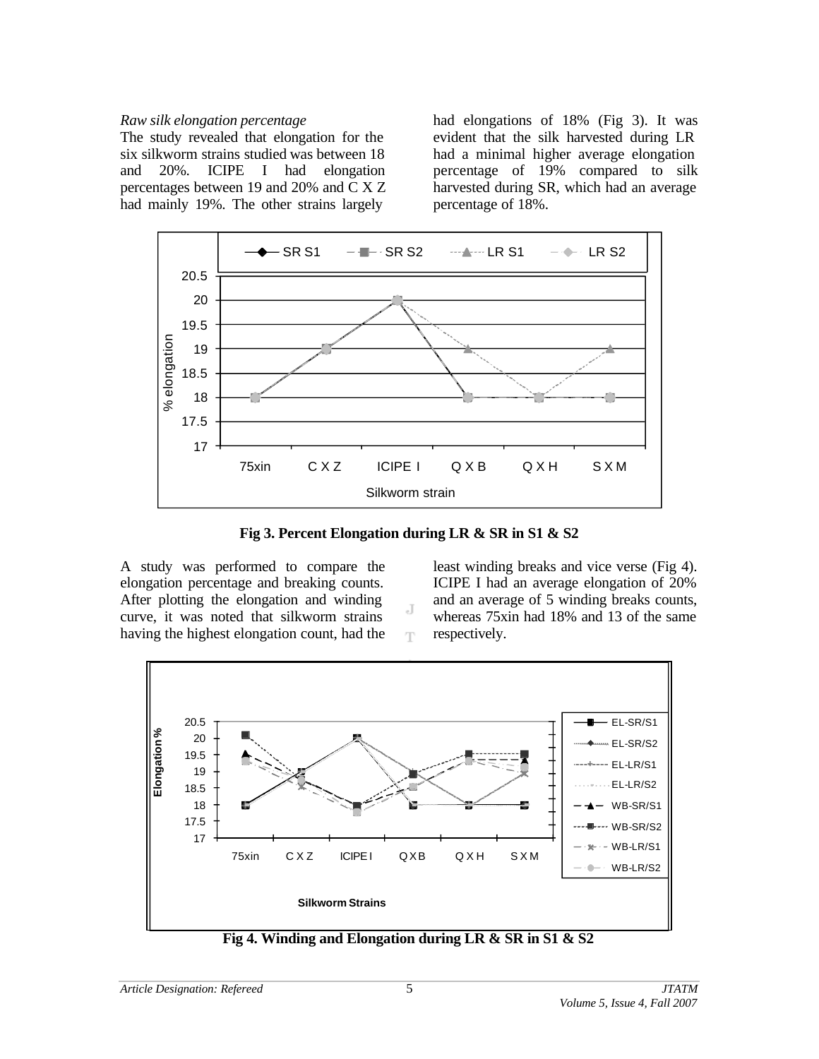*Raw silk elongation percentage*

The study revealed that elongation for the six silkworm strains studied was between 18 and 20%. ICIPE I had elongation percentages between 19 and 20% and C X Z had mainly 19%. The other strains largely had elongations of 18% (Fig 3). It was evident that the silk harvested during LR had a minimal higher average elongation percentage of 19% compared to silk harvested during SR, which had an average percentage of 18%.

**Fig 3. Percent Elongation during LR & SR in S1 & S2**

A study was performed to compare the elongation percentage and breaking counts. After plotting the elongation and winding curve, it was noted that silkworm strains having the highest elongation count, had the least winding breaks and vice verse (Fig 4). ICIPE I had an average elongation of 20% and an average of 5 winding breaks counts, whereas 75xin had 18% and 13 of the same respectively.

**Fig 4. Winding and Elongation during LR & SR in S1 & S2**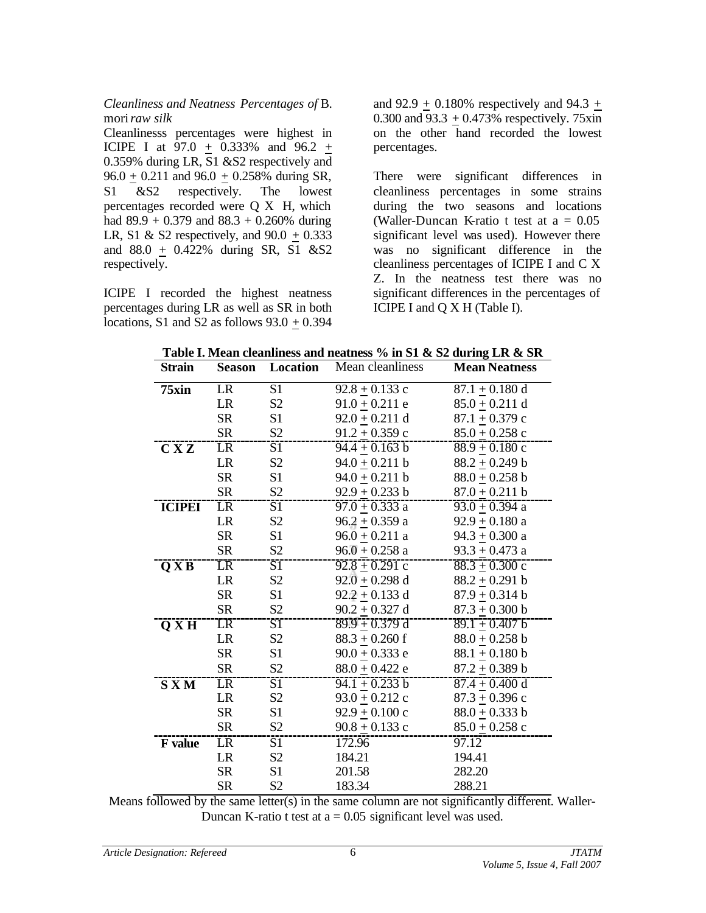*Cleanliness and Neatness Percentages of* B. mori *raw silk*

Cleanlinesss percentages were highest in ICIPE I at 97.0 ± 0.333% and 96.2 ± 0.359% during LR, S1 &S2 respectively and 96.0 ± 0.211 and 96.0 ± 0.258% during SR, S1 &S2 respectively. The lowest percentages recorded were Q X H, which had 89.9 + 0.379 and 88.3 + 0.260% during LR, S1 & S2 respectively, and 90.0 ± 0.333 and 88.0 ± 0.422% during SR, S1 &S2 respectively.

ICIPE I recorded the highest neatness percentages during LR as well as SR in both locations, S1 and S2 as follows 93.0 ± 0.394 and 92.9 ± 0.180% respectively and 94.3 ± 0.300 and 93.3 ± 0.473% respectively. 75xin on the other hand recorded the lowest percentages.

There were significant differences in cleanliness percentages in some strains during the two seasons and locations (Waller-Duncan K-ratio t test at a = 0.05 significant level was used). However there was no significant difference in the cleanliness percentages of ICIPE I and C X Z. In the neatness test there was no significant differences in the percentages of ICIPE I and Q X H (Table I).

**Table I. Mean cleanliness and neatness % in S1 & S2 during LR & SR**

| Strain | Season | Location | Mean cleanliness | Mean Neatness |
|---|---|---|---|---|
| **75xin** | LR | S1 | 92.8 ± 0.133 c | 87.1 ± 0.180 d |
| | LR | S2 | 91.0 ± 0.211 e | 85.0 ± 0.211 d |
| | SR | S1 | 92.0 ± 0.211 d | 87.1 ± 0.379 c |
| | SR | S2 | 91.2 ± 0.359 c | 85.0 ± 0.258 c |
| **C X Z** | LR | S1 | 94.4 ± 0.163 b | 88.9 ± 0.180 c |
| | LR | S2 | 94.0 ± 0.211 b | 88.2 ± 0.249 b |
| | SR | S1 | 94.0 ± 0.211 b | 88.0 ± 0.258 b |
| | SR | S2 | 92.9 ± 0.233 b | 87.0 ± 0.211 b |
| **ICIPEI** | LR | S1 | 97.0 ± 0.333 a | 93.0 ± 0.394 a |
| | LR | S2 | 96.2 ± 0.359 a | 92.9 ± 0.180 a |
| | SR | S1 | 96.0 ± 0.211 a | 94.3 ± 0.300 a |
| | SR | S2 | 96.0 ± 0.258 a | 93.3 ± 0.473 a |
| **Q X B** | LR | S1 | 92.8 ± 0.291 c | 88.3 ± 0.300 c |
| | LR | S2 | 92.0 ± 0.298 d | 88.2 ± 0.291 b |
| | SR | S1 | 92.2 ± 0.133 d | 87.9 ± 0.314 b |
| | SR | S2 | 90.2 ± 0.327 d | 87.3 ± 0.300 b |
| **Q X H** | LR | S1 | 89.9 ± 0.379 d | 89.1 ± 0.407 b |
| | LR | S2 | 88.3 ± 0.260 f | 88.0 ± 0.258 b |
| | SR | S1 | 90.0 ± 0.333 e | 88.1 ± 0.180 b |
| | SR | S2 | 88.0 ± 0.422 e | 87.2 ± 0.389 b |
| **S X M** | LR | S1 | 94.1 ± 0.233 b | 87.4 ± 0.400 d |
| | LR | S2 | 93.0 ± 0.212 c | 87.3 ± 0.396 c |
| | SR | S1 | 92.9 ± 0.100 c | 88.0 ± 0.333 b |
| | SR | S2 | 90.8 ± 0.133 c | 85.0 ± 0.258 c |
| **F value** | LR | S1 | 172.96 | 97.12 |
| | LR | S2 | 184.21 | 194.41 |
| | SR | S1 | 201.58 | 282.20 |
| | SR | S2 | 183.34 | 288.21 |

Means followed by the same letter(s) in the same column are not significantly different. Waller-Duncan K-ratio t test at a = 0.05 significant level was used.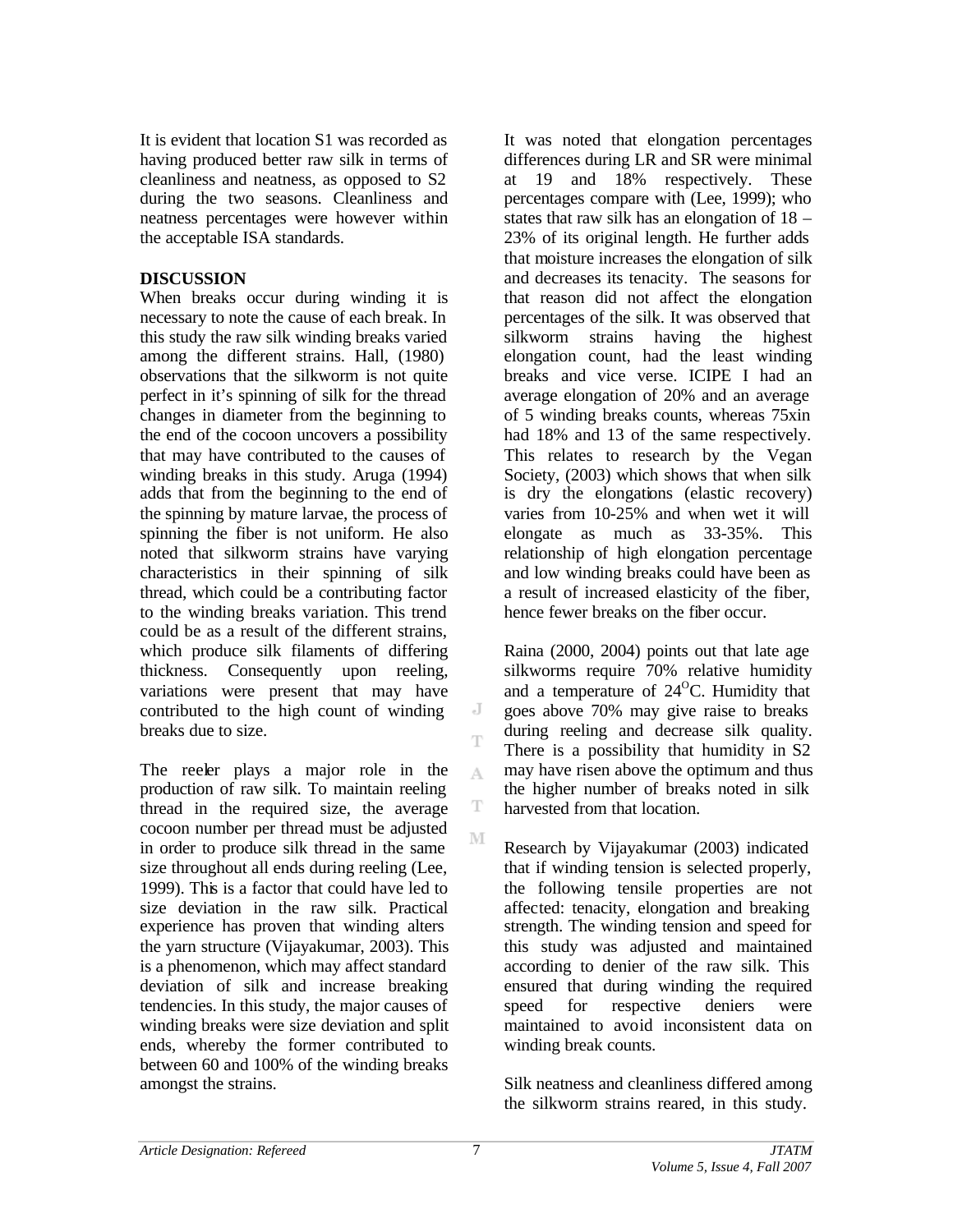It is evident that location S1 was recorded as having produced better raw silk in terms of cleanliness and neatness, as opposed to S2 during the two seasons. Cleanliness and neatness percentages were however within the acceptable ISA standards.

**DISCUSSION**

When breaks occur during winding it is necessary to note the cause of each break. In this study the raw silk winding breaks varied among the different strains. Hall, (1980) observations that the silkworm is not quite perfect in it's spinning of silk for the thread changes in diameter from the beginning to the end of the cocoon uncovers a possibility that may have contributed to the causes of winding breaks in this study. Aruga (1994) adds that from the beginning to the end of the spinning by mature larvae, the process of spinning the fiber is not uniform. He also noted that silkworm strains have varying characteristics in their spinning of silk thread, which could be a contributing factor to the winding breaks variation. This trend could be as a result of the different strains, which produce silk filaments of differing thickness. Consequently upon reeling, variations were present that may have contributed to the high count of winding breaks due to size.

The reeler plays a major role in the production of raw silk. To maintain reeling thread in the required size, the average cocoon number per thread must be adjusted in order to produce silk thread in the same size throughout all ends during reeling (Lee, 1999). This is a factor that could have led to size deviation in the raw silk. Practical experience has proven that winding alters the yarn structure (Vijayakumar, 2003). This is a phenomenon, which may affect standard deviation of silk and increase breaking tendencies. In this study, the major causes of winding breaks were size deviation and split ends, whereby the former contributed to between 60 and 100% of the winding breaks amongst the strains.

It was noted that elongation percentages differences during LR and SR were minimal at 19 and 18% respectively. These percentages compare with (Lee, 1999); who states that raw silk has an elongation of 18 – 23% of its original length. He further adds that moisture increases the elongation of silk and decreases its tenacity. The seasons for that reason did not affect the elongation percentages of the silk. It was observed that silkworm strains having the highest elongation count, had the least winding breaks and vice verse. ICIPE I had an average elongation of 20% and an average of 5 winding breaks counts, whereas 75xin had 18% and 13 of the same respectively. This relates to research by the Vegan Society, (2003) which shows that when silk is dry the elongations (elastic recovery) varies from 10-25% and when wet it will elongate as much as 33-35%. This relationship of high elongation percentage and low winding breaks could have been as a result of increased elasticity of the fiber, hence fewer breaks on the fiber occur.

Raina (2000, 2004) points out that late age silkworms require 70% relative humidity and a temperature of 24$^{O}$C. Humidity that goes above 70% may give raise to breaks during reeling and decrease silk quality. There is a possibility that humidity in S2 may have risen above the optimum and thus the higher number of breaks noted in silk harvested from that location.

Research by Vijayakumar (2003) indicated that if winding tension is selected properly, the following tensile properties are not affected: tenacity, elongation and breaking strength. The winding tension and speed for this study was adjusted and maintained according to denier of the raw silk. This ensured that during winding the required speed for respective deniers were maintained to avoid inconsistent data on winding break counts.

Silk neatness and cleanliness differed among the silkworm strains reared, in this study.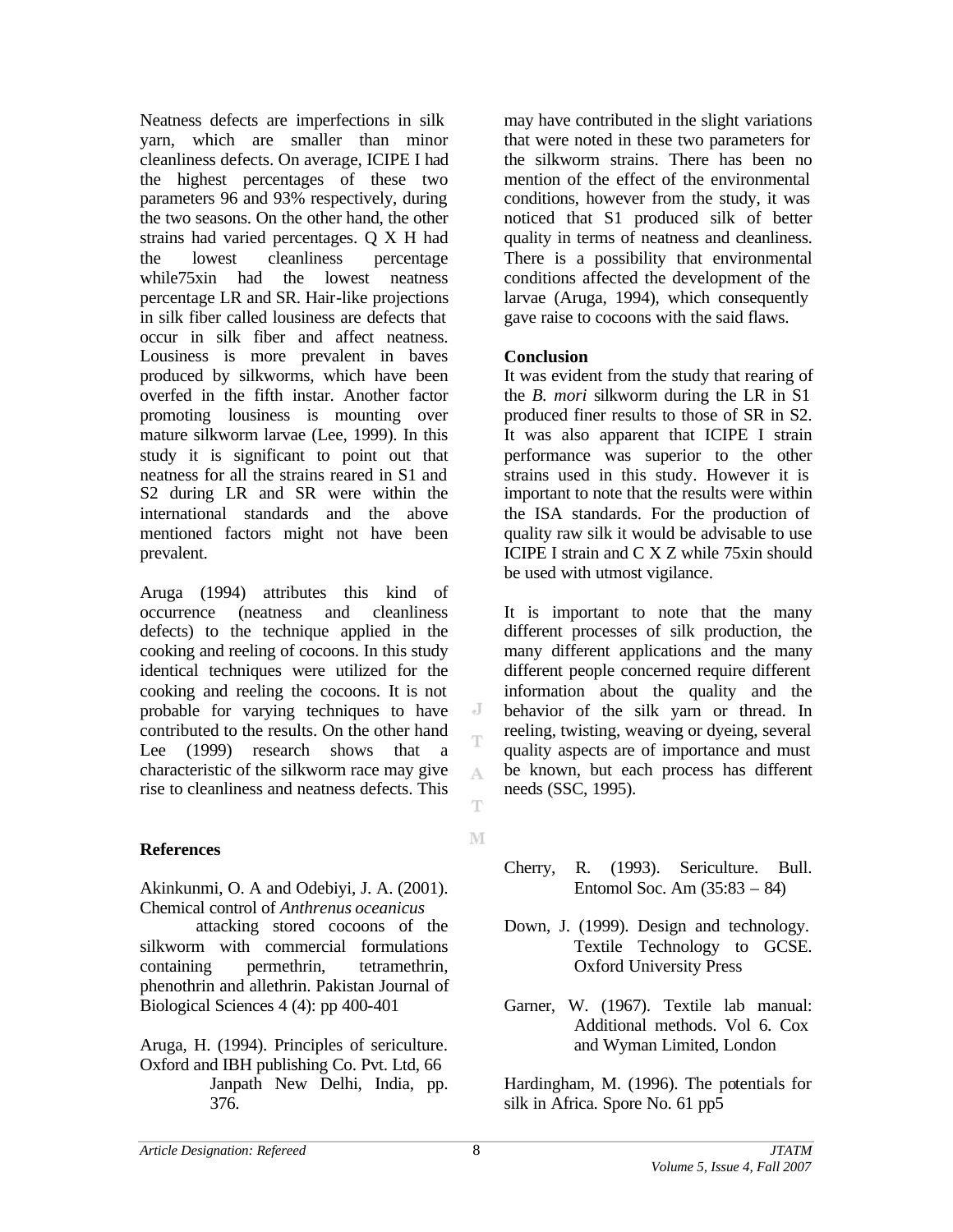Neatness defects are imperfections in silk yarn, which are smaller than minor cleanliness defects. On average, ICIPE I had the highest percentages of these two parameters 96 and 93% respectively, during the two seasons. On the other hand, the other strains had varied percentages. Q X H had the lowest cleanliness percentage while75xin had the lowest neatness percentage LR and SR. Hair-like projections in silk fiber called lousiness are defects that occur in silk fiber and affect neatness. Lousiness is more prevalent in baves produced by silkworms, which have been overfed in the fifth instar. Another factor promoting lousiness is mounting over mature silkworm larvae (Lee, 1999). In this study it is significant to point out that neatness for all the strains reared in S1 and S2 during LR and SR were within the international standards and the above mentioned factors might not have been prevalent.

Aruga (1994) attributes this kind of occurrence (neatness and cleanliness defects) to the technique applied in the cooking and reeling of cocoons. In this study identical techniques were utilized for the cooking and reeling the cocoons. It is not probable for varying techniques to have contributed to the results. On the other hand Lee (1999) research shows that a characteristic of the silkworm race may give rise to cleanliness and neatness defects. This may have contributed in the slight variations that were noted in these two parameters for the silkworm strains. There has been no mention of the effect of the environmental conditions, however from the study, it was noticed that S1 produced silk of better quality in terms of neatness and cleanliness. There is a possibility that environmental conditions affected the development of the larvae (Aruga, 1994), which consequently gave raise to cocoons with the said flaws.

## Conclusion

It was evident from the study that rearing of the *B. mori* silkworm during the LR in S1 produced finer results to those of SR in S2. It was also apparent that ICIPE I strain performance was superior to the other strains used in this study. However it is important to note that the results were within the ISA standards. For the production of quality raw silk it would be advisable to use ICIPE I strain and C X Z while 75xin should be used with utmost vigilance.

It is important to note that the many different processes of silk production, the many different applications and the many different people concerned require different information about the quality and the behavior of the silk yarn or thread. In reeling, twisting, weaving or dyeing, several quality aspects are of importance and must be known, but each process has different needs (SSC, 1995).

## References

Akinkunmi, O. A and Odebiyi, J. A. (2001). Chemical control of *Anthrenus oceanicus* attacking stored cocoons of the silkworm with commercial formulations containing permethrin, tetramethrin, phenothrin and allethrin. Pakistan Journal of Biological Sciences 4 (4): pp 400-401

Aruga, H. (1994). Principles of sericulture. Oxford and IBH publishing Co. Pvt. Ltd, 66 Janpath New Delhi, India, pp. 376.

Cherry, R. (1993). Sericulture. Bull. Entomol Soc. Am (35:83 – 84)

Down, J. (1999). Design and technology. Textile Technology to GCSE. Oxford University Press

Garner, W. (1967). Textile lab manual: Additional methods. Vol 6. Cox and Wyman Limited, London

Hardingham, M. (1996). The potentials for silk in Africa. Spore No. 61 pp5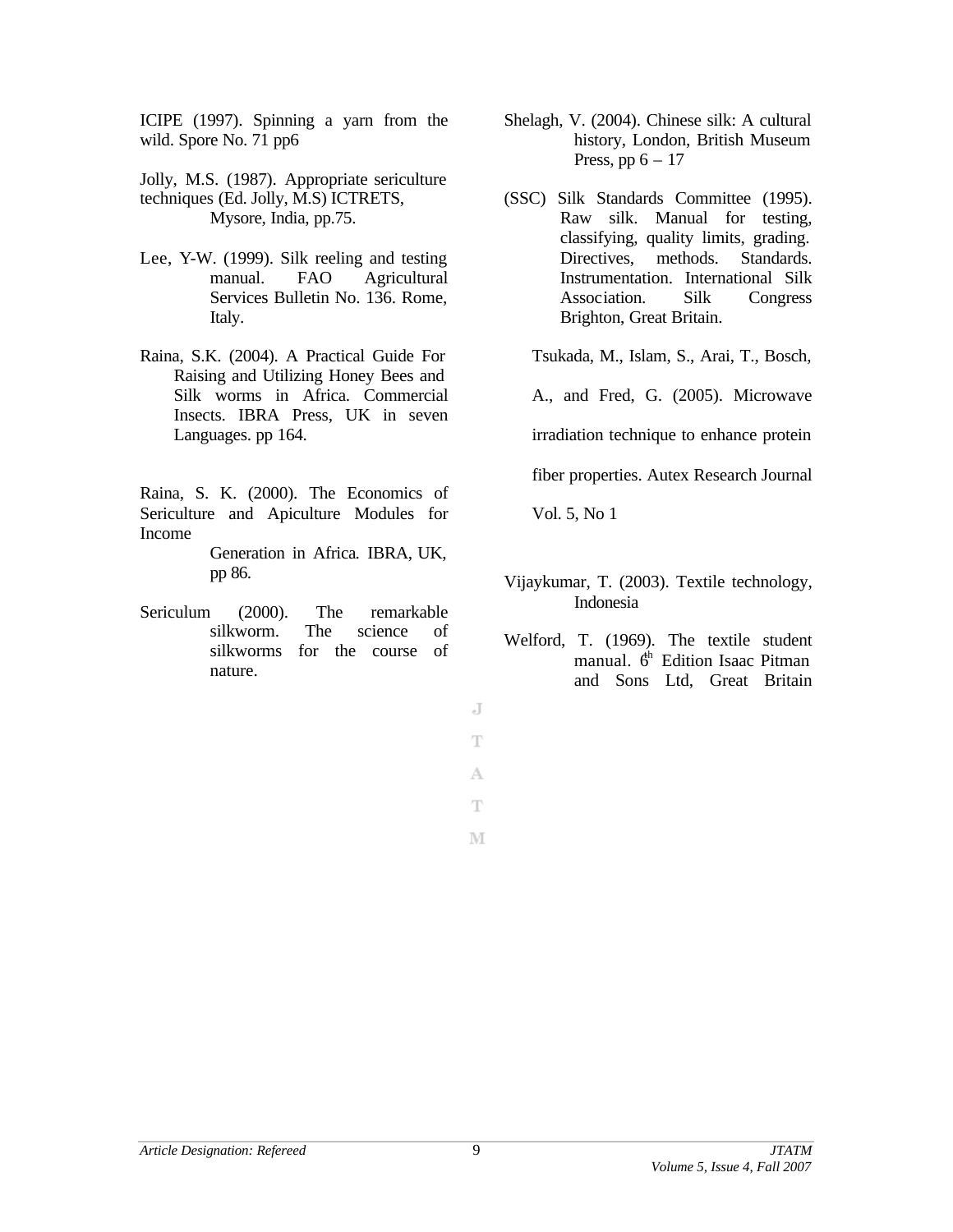ICIPE (1997). Spinning a yarn from the wild. Spore No. 71 pp6

Jolly, M.S. (1987). Appropriate sericulture techniques (Ed. Jolly, M.S) ICTRETS, Mysore, India, pp.75.

Lee, Y-W. (1999). Silk reeling and testing manual. FAO Agricultural Services Bulletin No. 136. Rome, Italy.

Raina, S.K. (2004). A Practical Guide For Raising and Utilizing Honey Bees and Silk worms in Africa. Commercial Insects. IBRA Press, UK in seven Languages. pp 164.

Raina, S. K. (2000). The Economics of Sericulture and Apiculture Modules for Income Generation in Africa. IBRA, UK, pp 86.

Sericulum (2000). The remarkable silkworm. The science of silkworms for the course of nature.

Shelagh, V. (2004). Chinese silk: A cultural history, London, British Museum Press, pp 6 – 17

(SSC) Silk Standards Committee (1995). Raw silk. Manual for testing, classifying, quality limits, grading. Directives, methods. Standards. Instrumentation. International Silk Association. Silk Congress Brighton, Great Britain.

Tsukada, M., Islam, S., Arai, T., Bosch, A., and Fred, G. (2005). Microwave irradiation technique to enhance protein fiber properties. Autex Research Journal Vol. 5, No 1

Vijaykumar, T. (2003). Textile technology, Indonesia

Welford, T. (1969). The textile student manual. 6th Edition Isaac Pitman and Sons Ltd, Great Britain